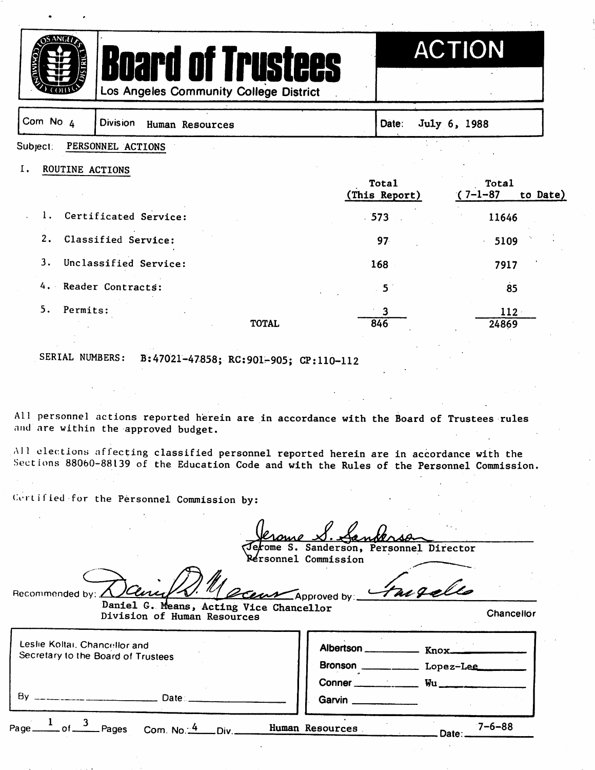# Board of Trustees

Los Angeles Community College District

**ACTION**

| Com No 4 | Division Human Resources | Date: July 6, 1988 |
|---|---|---|

Subject: PERSONNEL ACTIONS

I. ROUTINE ACTIONS

| | Total (This Report) | Total (7-1-87 to Date) |
|---|---|---|
| 1. Certificated Service: | 573 | 11646 |
| 2. Classified Service: | 97 | 5109 |
| 3. Unclassified Service: | 168 | 7917 |
| 4. Reader Contracts: | 5 | 85 |
| 5. Permits: | 3 | 112 |
| TOTAL | 846 | 24869 |

SERIAL NUMBERS: B:47021-47858; RC:901-905; CP:110-112

All personnel actions reported herein are in accordance with the Board of Trustees rules and are within the approved budget.

All elections affecting classified personnel reported herein are in accordance with the Sections 88060-88139 of the Education Code and with the Rules of the Personnel Commission.

Certified for the Personnel Commission by:

Jerome S. Sanderson, Personnel Director
Personnel Commission

Recommended by: Daniel G. Means, Acting Vice Chancellor
Division of Human Resources

Approved by: Chancellor

Leslie Koltai, Chancellor and
Secretary to the Board of Trustees

By ______________ Date ______________

Albertson ______ Knox ______
Bronson ______ Lopez-Lee ______
Conner ______ Wu ______
Garvin ______

Com. No. 4 Div. Human Resources Date: 7-6-88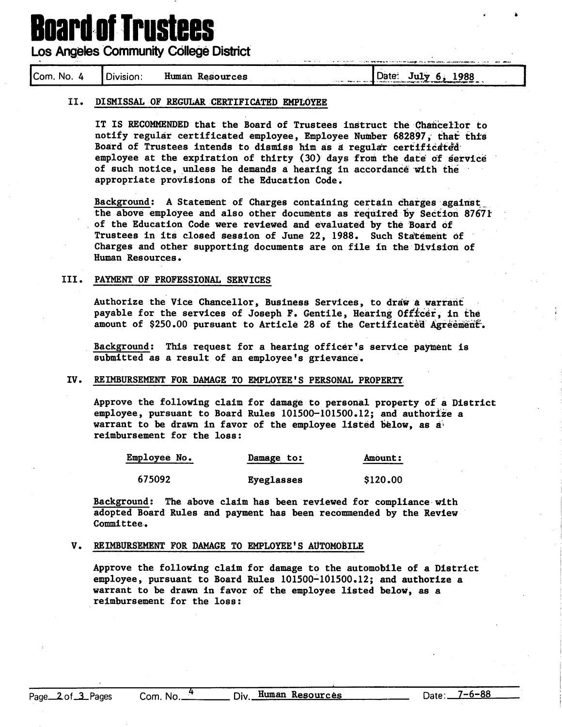# Board of Trustees

Los Angeles Community College District

| Com. No. 4 | Division: Human Resources | Date: July 6, 1988 |
|---|---|---|

## II. DISMISSAL OF REGULAR CERTIFICATED EMPLOYEE

IT IS RECOMMENDED that the Board of Trustees instruct the Chancellor to notify regular certificated employee, Employee Number 682897, that this Board of Trustees intends to dismiss him as a regular certificated employee at the expiration of thirty (30) days from the date of service of such notice, unless he demands a hearing in accordance with the appropriate provisions of the Education Code.

Background: A Statement of Charges containing certain charges against the above employee and also other documents as required by Section 87671 of the Education Code were reviewed and evaluated by the Board of Trustees in its closed session of June 22, 1988. Such Statement of Charges and other supporting documents are on file in the Division of Human Resources.

## III. PAYMENT OF PROFESSIONAL SERVICES

Authorize the Vice Chancellor, Business Services, to draw a warrant payable for the services of Joseph F. Gentile, Hearing Officer, in the amount of $250.00 pursuant to Article 28 of the Certificated Agreement.

Background: This request for a hearing officer's service payment is submitted as a result of an employee's grievance.

## IV. REIMBURSEMENT FOR DAMAGE TO EMPLOYEE'S PERSONAL PROPERTY

Approve the following claim for damage to personal property of a District employee, pursuant to Board Rules 101500-101500.12; and authorize a warrant to be drawn in favor of the employee listed below, as a reimbursement for the loss:

| Employee No. | Damage to: | Amount: |
|---|---|---|
| 675092 | Eyeglasses | $120.00 |

Background: The above claim has been reviewed for compliance with adopted Board Rules and payment has been recommended by the Review Committee.

## V. REIMBURSEMENT FOR DAMAGE TO EMPLOYEE'S AUTOMOBILE

Approve the following claim for damage to the automobile of a District employee, pursuant to Board Rules 101500-101500.12; and authorize a warrant to be drawn in favor of the employee listed below, as a reimbursement for the loss: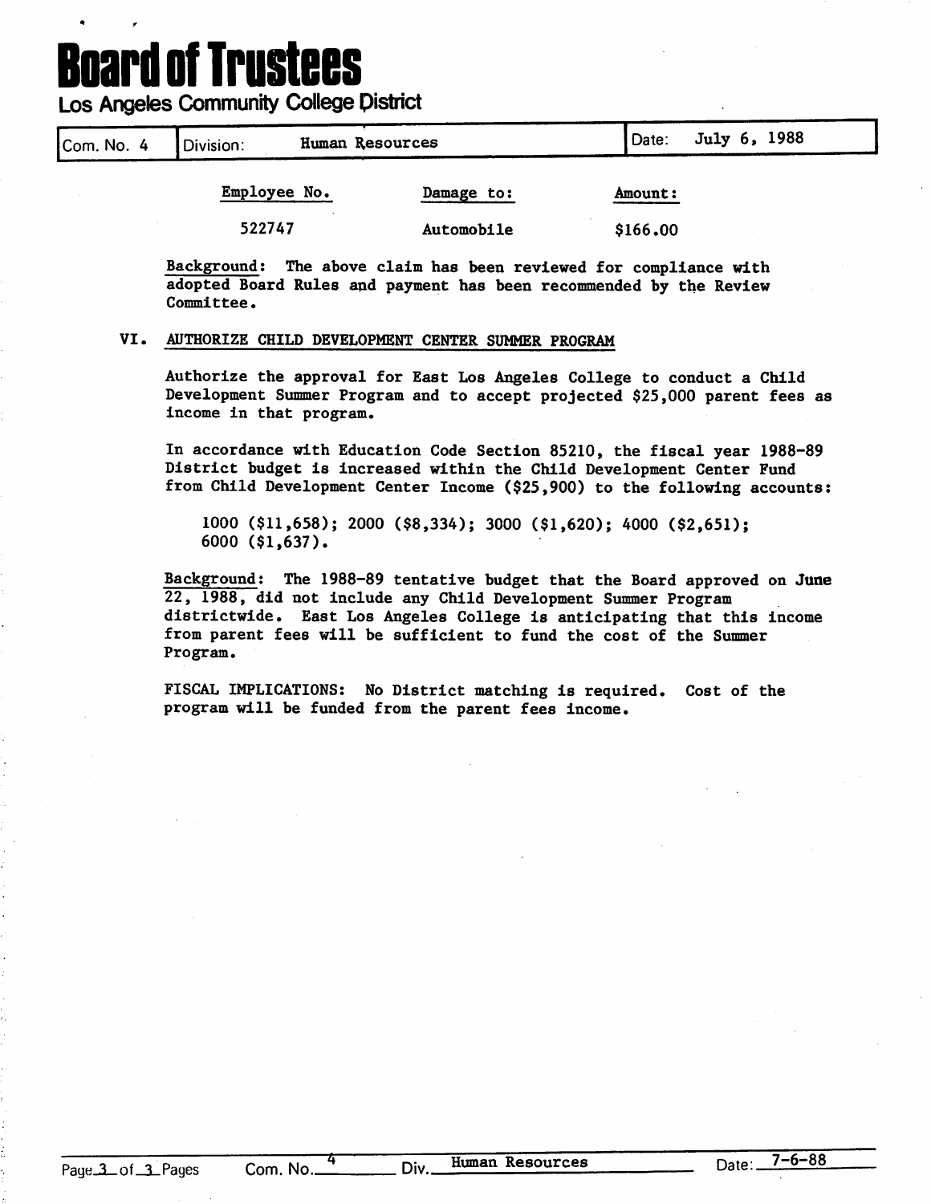# Board of Trustees

Los Angeles Community College District

| Com. No. 4 | Division: Human Resources | Date: July 6, 1988 |
|---|---|---|

| Employee No. | Damage to: | Amount: |
|---|---|---|
| 522747 | Automobile | $166.00 |

Background: The above claim has been reviewed for compliance with adopted Board Rules and payment has been recommended by the Review Committee.

VI. AUTHORIZE CHILD DEVELOPMENT CENTER SUMMER PROGRAM

Authorize the approval for East Los Angeles College to conduct a Child Development Summer Program and to accept projected $25,000 parent fees as income in that program.

In accordance with Education Code Section 85210, the fiscal year 1988-89 District budget is increased within the Child Development Center Fund from Child Development Center Income ($25,900) to the following accounts:

1000 ($11,658); 2000 ($8,334); 3000 ($1,620); 4000 ($2,651); 6000 ($1,637).

Background: The 1988-89 tentative budget that the Board approved on June 22, 1988, did not include any Child Development Summer Program districtwide. East Los Angeles College is anticipating that this income from parent fees will be sufficient to fund the cost of the Summer Program.

FISCAL IMPLICATIONS: No District matching is required. Cost of the program will be funded from the parent fees income.